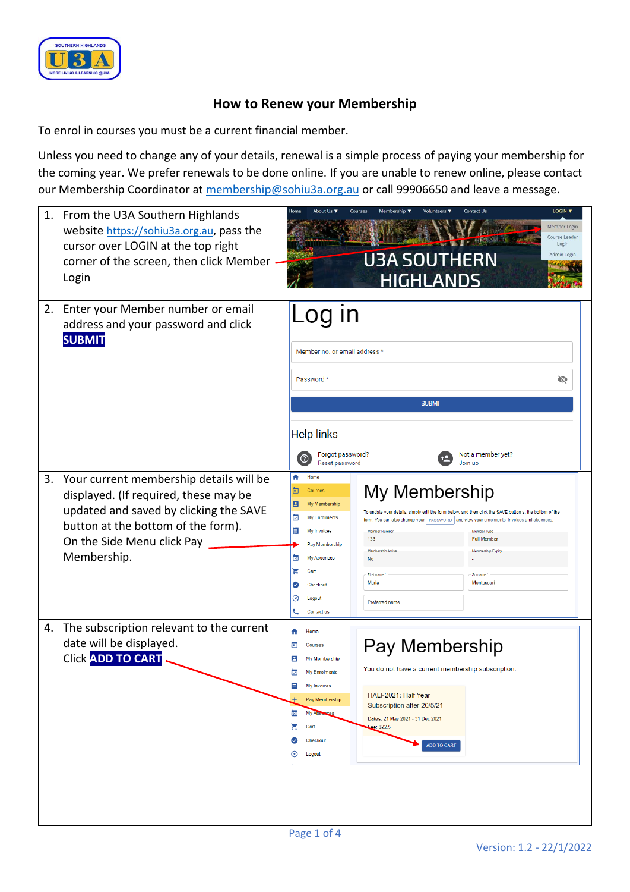# How to Renew your Membership

To enrol in courses you must be a current financial member.

Unless you need to change any of your details, renewal is a simple process of paying your membership for the coming year. We prefer renewals to be done online. If you are unable to renew online, please contact our Membership Coordinator at membership@sohiu3a.org.au or call 99906650 and leave a message.

1. From the U3A Southern Highlands website https://sohiu3a.org.au, pass the cursor over LOGIN at the top right corner of the screen, then click Member Login

2. Enter your Member number or email address and your password and click **SUBMIT**

3. Your current membership details will be displayed. (If required, these may be updated and saved by clicking the SAVE button at the bottom of the form). On the Side Menu click Pay Membership.

4. The subscription relevant to the current date will be displayed. Click **ADD TO CART**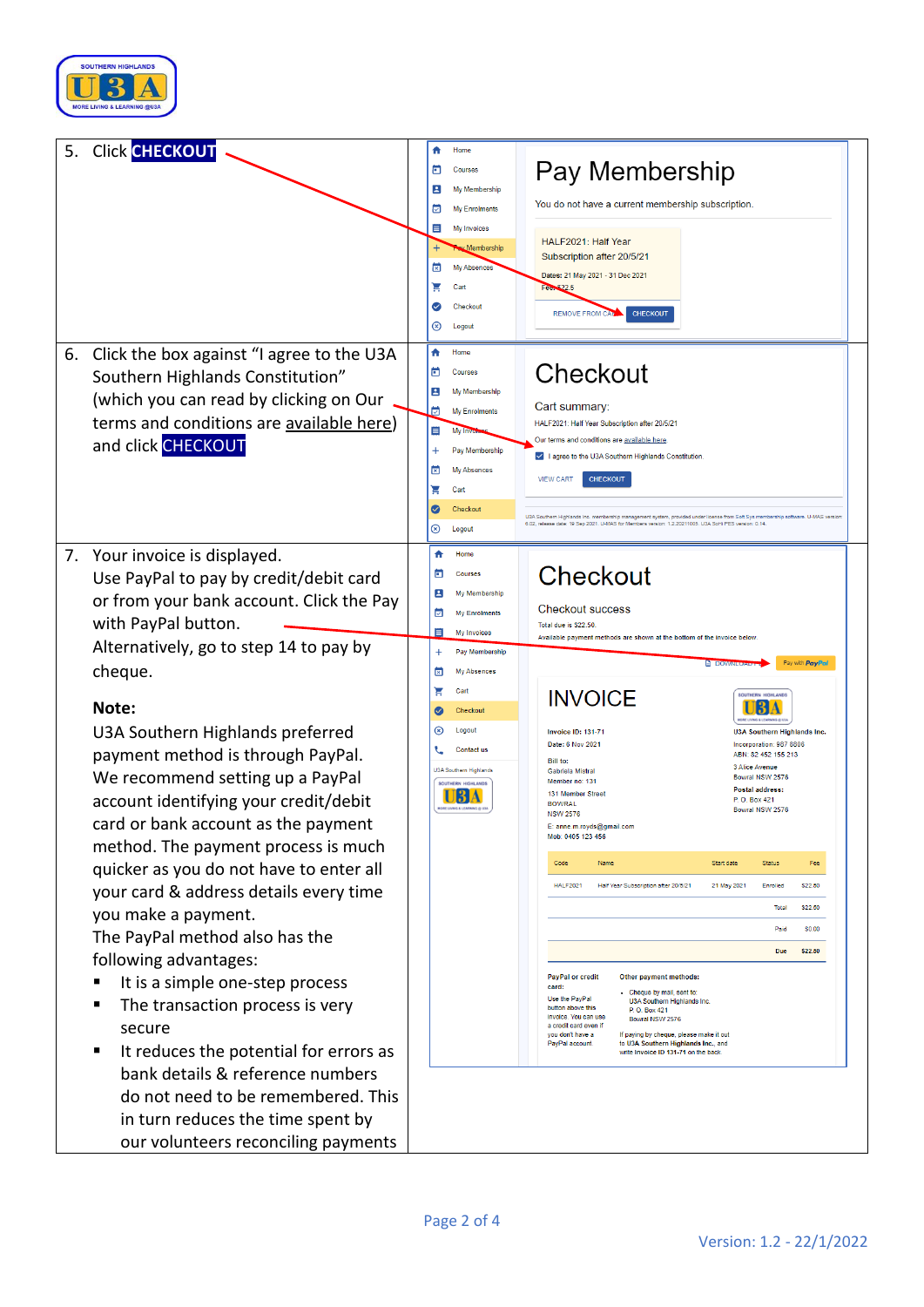5. Click **CHECKOUT**

6. Click the box against "I agree to the U3A Southern Highlands Constitution" (which you can read by clicking on Our terms and conditions are available here) and click **CHECKOUT**

7. Your invoice is displayed. Use PayPal to pay by credit/debit card or from your bank account. Click the Pay with PayPal button. Alternatively, go to step 14 to pay by cheque.

   **Note:**

   U3A Southern Highlands preferred payment method is through PayPal. We recommend setting up a PayPal account identifying your credit/debit card or bank account as the payment method. The payment process is much quicker as you do not have to enter all your card & address details every time you make a payment.

   The PayPal method also has the following advantages:

   - It is a simple one-step process
   - The transaction process is very secure
   - It reduces the potential for errors as bank details & reference numbers do not need to be remembered. This in turn reduces the time spent by our volunteers reconciling payments

Version: 1.2 - 22/1/2022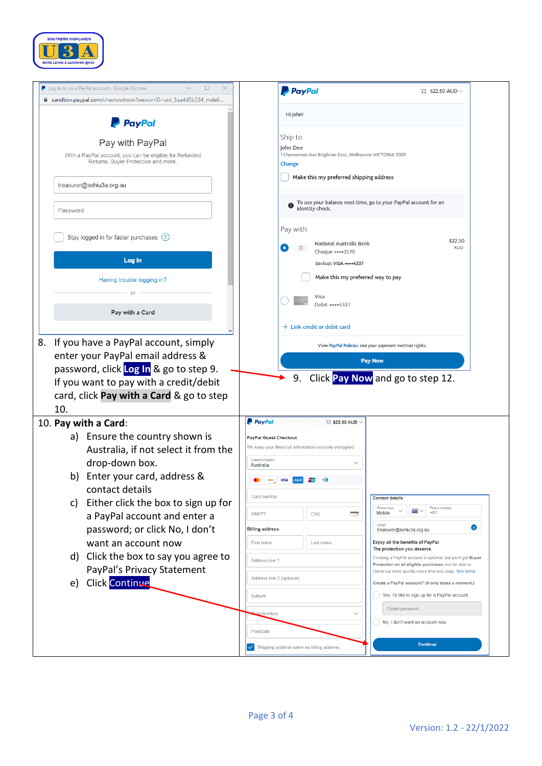8. If you have a PayPal account, simply enter your PayPal email address & password, click **Log In** & go to step 9. If you want to pay with a credit/debit card, click **Pay with a Card** & go to step 10.

9. Click **Pay Now** and go to step 12.

10. **Pay with a Card**:
    a) Ensure the country shown is Australia, if not select it from the drop-down box.
    b) Enter your card, address & contact details
    c) Either click the box to sign up for a PayPal account and enter a password; or click No, I don't want an account now
    d) Click the box to say you agree to PayPal's Privacy Statement
    e) Click Continue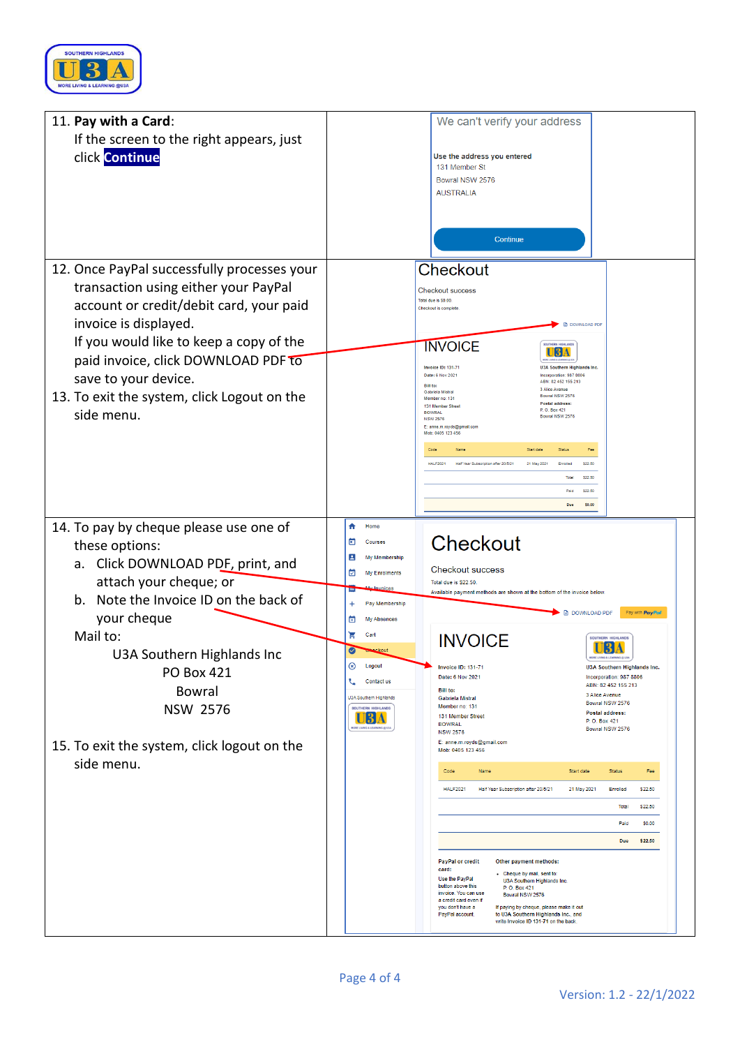11. **Pay with a Card**:
    If the screen to the right appears, just click **Continue**

We can't verify your address

Use the address you entered
131 Member St
Bowral NSW 2576
AUSTRALIA

Continue

12. Once PayPal successfully processes your transaction using either your PayPal account or credit/debit card, your paid invoice is displayed.
    If you would like to keep a copy of the paid invoice, click DOWNLOAD PDF to save to your device.
13. To exit the system, click Logout on the side menu.

Checkout

Checkout success
Total due is $0.00.
Checkout is complete.

DOWNLOAD PDF

INVOICE

Invoice ID: 131-71
Date: 6 Nov 2021
Bill to:
Gabriela Mistral
Member no: 131
131 Member Street
BOWRAL
NSW 2576
E: anne.m.royds@gmail.com
Mob: 0405 123 456

U3A Southern Highlands Inc.
Incorporation: 987 8806
ABN: 82 452 155 213
3 Alice Avenue
Bowral NSW 2576
Postal address:
P. O. Box 421
Bowral NSW 2576

| Code | Name | Start date | Status | Fee |
| --- | --- | --- | --- | --- |
| HALF2021 | Half Year Subscription after 20/5/21 | 21 May 2021 | Enrolled | $22.50 |
| | | | Total | $22.50 |
| | | | Paid | $22.50 |
| | | | Due | $0.00 |

14. To pay by cheque please use one of these options:
    a. Click DOWNLOAD PDF, print, and attach your cheque; or
    b. Note the Invoice ID on the back of your cheque

    Mail to:

    U3A Southern Highlands Inc
    PO Box 421
    Bowral
    NSW 2576

15. To exit the system, click logout on the side menu.

Home
Courses
My Membership
My Enrolments
My Invoices
Pay Membership
My Absences
Cart
Checkout
Logout
Contact us
U3A Southern Highlands

Checkout

Checkout success
Total due is $22.50.
Available payment methods are shown at the bottom of the invoice below.

DOWNLOAD PDF
Pay with PayPal

INVOICE

Invoice ID: 131-71
Date: 6 Nov 2021
Bill to:
Gabriela Mistral
Member no: 131
131 Member Street
BOWRAL
NSW 2576
E: anne.m.royds@gmail.com
Mob: 0405 123 456

U3A Southern Highlands Inc.
Incorporation: 987 8806
ABN: 82 452 155 213
3 Alice Avenue
Bowral NSW 2576
Postal address:
P. O. Box 421
Bowral NSW 2576

| Code | Name | Start date | Status | Fee |
| --- | --- | --- | --- | --- |
| HALF2021 | Half Year Subscription after 20/5/21 | 21 May 2021 | Enrolled | $22.50 |
| | | | Total | $22.50 |
| | | | Paid | $0.00 |
| | | | Due | $22.50 |

PayPal or credit card:
Use the PayPal button above this invoice. You can use a credit card even if you don't have a PayPal account.

Other payment methods:
- Cheque by mail, sent to:
  U3A Southern Highlands Inc.
  P. O. Box 421
  Bowral NSW 2576

If paying by cheque, please make it out to U3A Southern Highlands Inc. and write Invoice ID 131-71 on the back.

Version: 1.2 - 22/1/2022